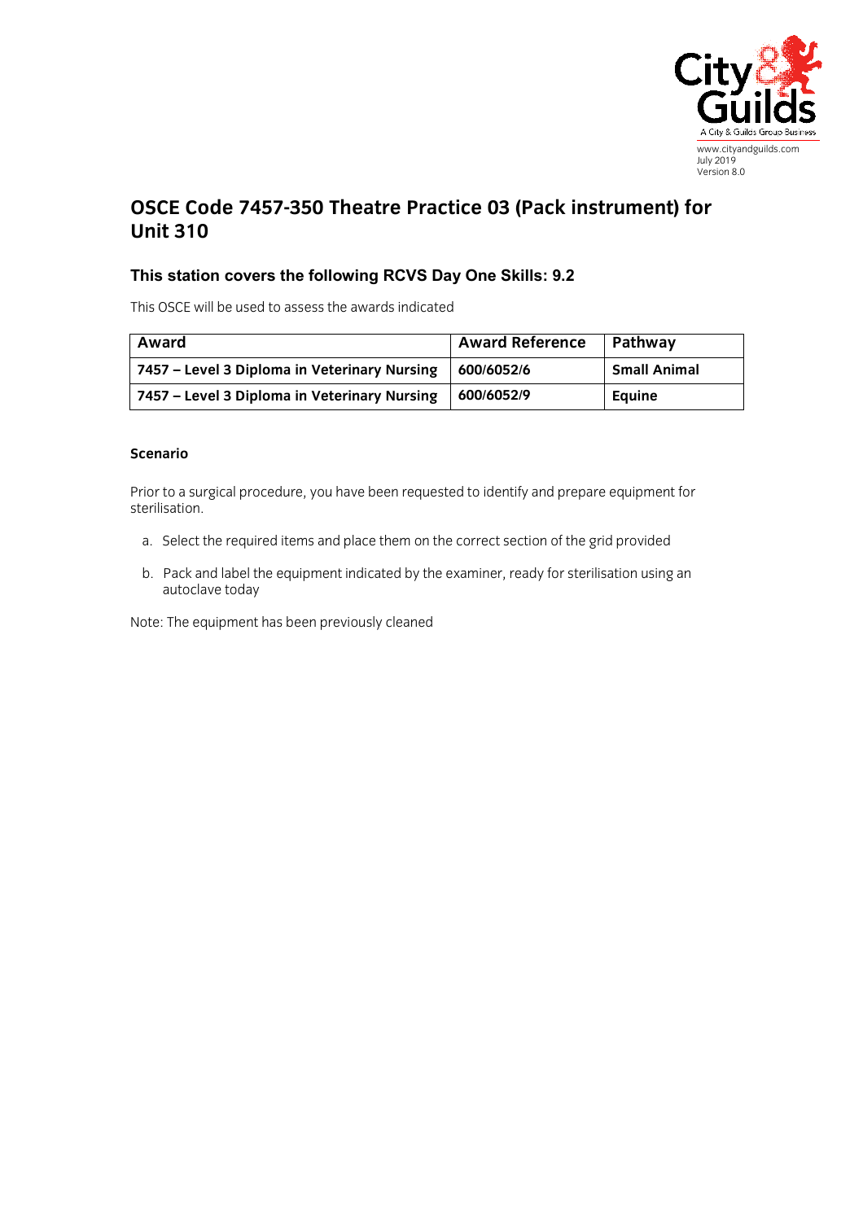www.cityandguilds.com
July 2019
Version 8.0

# OSCE Code 7457-350 Theatre Practice 03 (Pack instrument) for Unit 310

## This station covers the following RCVS Day One Skills: 9.2

This OSCE will be used to assess the awards indicated

| Award | Award Reference | Pathway |
|---|---|---|
| **7457 – Level 3 Diploma in Veterinary Nursing** | **600/6052/6** | **Small Animal** |
| **7457 – Level 3 Diploma in Veterinary Nursing** | **600/6052/9** | **Equine** |

**Scenario**

Prior to a surgical procedure, you have been requested to identify and prepare equipment for sterilisation.

a. Select the required items and place them on the correct section of the grid provided

b. Pack and label the equipment indicated by the examiner, ready for sterilisation using an autoclave today

Note: The equipment has been previously cleaned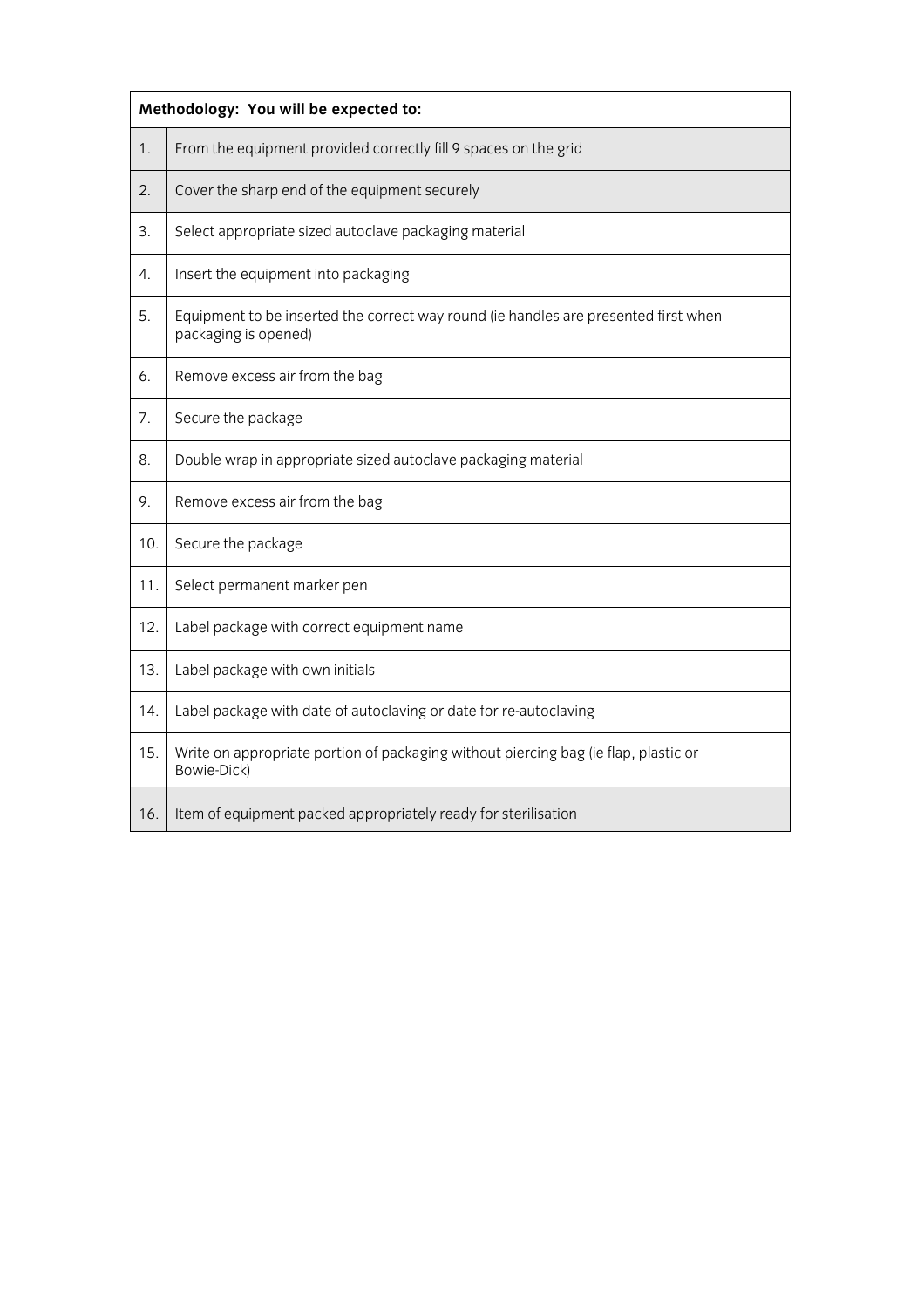| Methodology: You will be expected to: | |
|---|---|
| 1. | From the equipment provided correctly fill 9 spaces on the grid |
| 2. | Cover the sharp end of the equipment securely |
| 3. | Select appropriate sized autoclave packaging material |
| 4. | Insert the equipment into packaging |
| 5. | Equipment to be inserted the correct way round (ie handles are presented first when packaging is opened) |
| 6. | Remove excess air from the bag |
| 7. | Secure the package |
| 8. | Double wrap in appropriate sized autoclave packaging material |
| 9. | Remove excess air from the bag |
| 10. | Secure the package |
| 11. | Select permanent marker pen |
| 12. | Label package with correct equipment name |
| 13. | Label package with own initials |
| 14. | Label package with date of autoclaving or date for re-autoclaving |
| 15. | Write on appropriate portion of packaging without piercing bag (ie flap, plastic or Bowie-Dick) |
| 16. | Item of equipment packed appropriately ready for sterilisation |